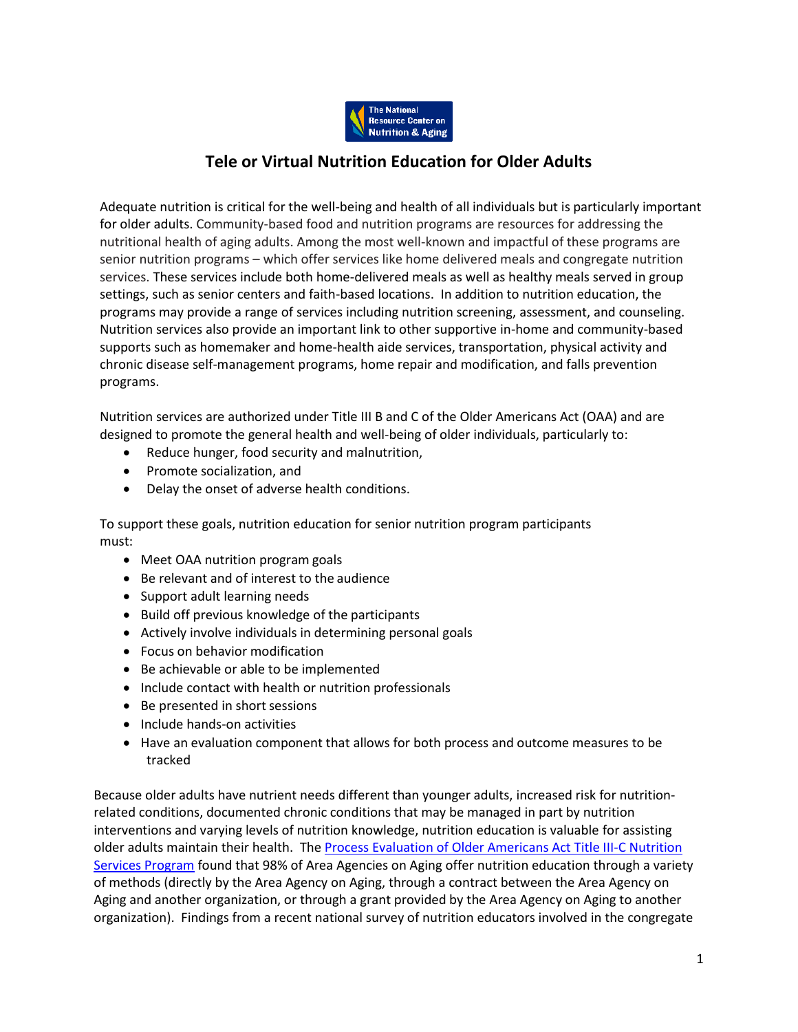The National Resource Center on Nutrition & Aging

# Tele or Virtual Nutrition Education for Older Adults

Adequate nutrition is critical for the well-being and health of all individuals but is particularly important for older adults. Community-based food and nutrition programs are resources for addressing the nutritional health of aging adults. Among the most well-known and impactful of these programs are senior nutrition programs – which offer services like home delivered meals and congregate nutrition services. These services include both home-delivered meals as well as healthy meals served in group settings, such as senior centers and faith-based locations. In addition to nutrition education, the programs may provide a range of services including nutrition screening, assessment, and counseling. Nutrition services also provide an important link to other supportive in-home and community-based supports such as homemaker and home-health aide services, transportation, physical activity and chronic disease self-management programs, home repair and modification, and falls prevention programs.

Nutrition services are authorized under Title III B and C of the Older Americans Act (OAA) and are designed to promote the general health and well-being of older individuals, particularly to:

- Reduce hunger, food security and malnutrition,
- Promote socialization, and
- Delay the onset of adverse health conditions.

To support these goals, nutrition education for senior nutrition program participants must:

- Meet OAA nutrition program goals
- Be relevant and of interest to the audience
- Support adult learning needs
- Build off previous knowledge of the participants
- Actively involve individuals in determining personal goals
- Focus on behavior modification
- Be achievable or able to be implemented
- Include contact with health or nutrition professionals
- Be presented in short sessions
- Include hands-on activities
- Have an evaluation component that allows for both process and outcome measures to be tracked

Because older adults have nutrient needs different than younger adults, increased risk for nutrition-related conditions, documented chronic conditions that may be managed in part by nutrition interventions and varying levels of nutrition knowledge, nutrition education is valuable for assisting older adults maintain their health. The [Process Evaluation of Older Americans Act Title III-C Nutrition Services Program](#) found that 98% of Area Agencies on Aging offer nutrition education through a variety of methods (directly by the Area Agency on Aging, through a contract between the Area Agency on Aging and another organization, or through a grant provided by the Area Agency on Aging to another organization). Findings from a recent national survey of nutrition educators involved in the congregate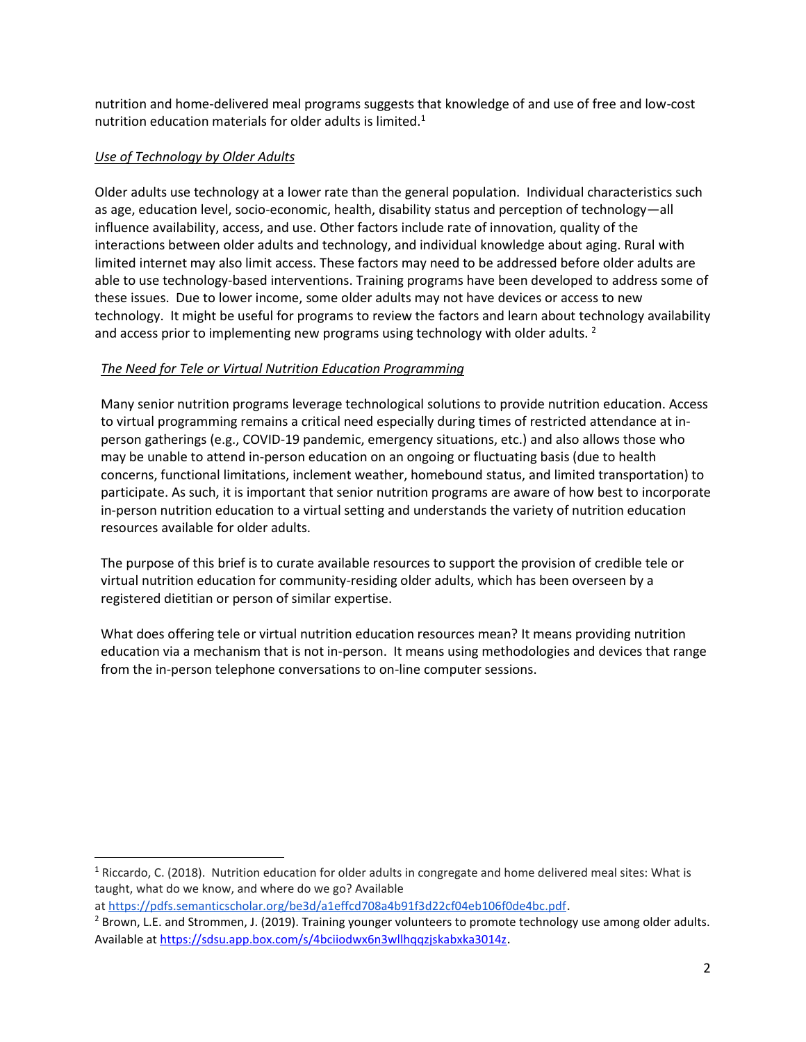nutrition and home-delivered meal programs suggests that knowledge of and use of free and low-cost nutrition education materials for older adults is limited.[1]

*Use of Technology by Older Adults*

Older adults use technology at a lower rate than the general population. Individual characteristics such as age, education level, socio-economic, health, disability status and perception of technology—all influence availability, access, and use. Other factors include rate of innovation, quality of the interactions between older adults and technology, and individual knowledge about aging. Rural with limited internet may also limit access. These factors may need to be addressed before older adults are able to use technology-based interventions. Training programs have been developed to address some of these issues. Due to lower income, some older adults may not have devices or access to new technology. It might be useful for programs to review the factors and learn about technology availability and access prior to implementing new programs using technology with older adults. [2]

*The Need for Tele or Virtual Nutrition Education Programming*

Many senior nutrition programs leverage technological solutions to provide nutrition education. Access to virtual programming remains a critical need especially during times of restricted attendance at in-person gatherings (e.g., COVID-19 pandemic, emergency situations, etc.) and also allows those who may be unable to attend in-person education on an ongoing or fluctuating basis (due to health concerns, functional limitations, inclement weather, homebound status, and limited transportation) to participate. As such, it is important that senior nutrition programs are aware of how best to incorporate in-person nutrition education to a virtual setting and understands the variety of nutrition education resources available for older adults.

The purpose of this brief is to curate available resources to support the provision of credible tele or virtual nutrition education for community-residing older adults, which has been overseen by a registered dietitian or person of similar expertise.

What does offering tele or virtual nutrition education resources mean? It means providing nutrition education via a mechanism that is not in-person. It means using methodologies and devices that range from the in-person telephone conversations to on-line computer sessions.

---

[1] Riccardo, C. (2018). Nutrition education for older adults in congregate and home delivered meal sites: What is taught, what do we know, and where do we go? Available at https://pdfs.semanticscholar.org/be3d/a1effcd708a4b91f3d22cf04eb106f0de4bc.pdf.

[2] Brown, L.E. and Strommen, J. (2019). Training younger volunteers to promote technology use among older adults. Available at https://sdsu.app.box.com/s/4bciiodwx6n3wllhqqzjskabxka3014z.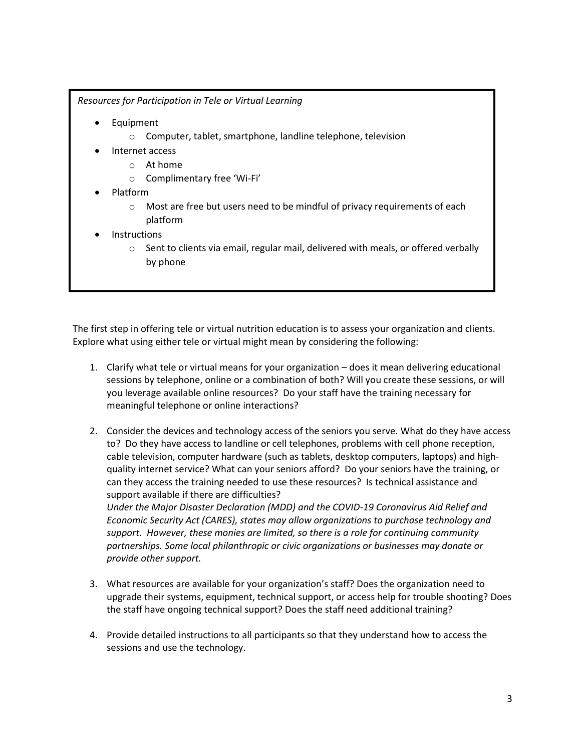*Resources for Participation in Tele or Virtual Learning*

- Equipment
  - Computer, tablet, smartphone, landline telephone, television
- Internet access
  - At home
  - Complimentary free 'Wi-Fi'
- Platform
  - Most are free but users need to be mindful of privacy requirements of each platform
- Instructions
  - Sent to clients via email, regular mail, delivered with meals, or offered verbally by phone

The first step in offering tele or virtual nutrition education is to assess your organization and clients. Explore what using either tele or virtual might mean by considering the following:

1. Clarify what tele or virtual means for your organization – does it mean delivering educational sessions by telephone, online or a combination of both? Will you create these sessions, or will you leverage available online resources? Do your staff have the training necessary for meaningful telephone or online interactions?

2. Consider the devices and technology access of the seniors you serve. What do they have access to? Do they have access to landline or cell telephones, problems with cell phone reception, cable television, computer hardware (such as tablets, desktop computers, laptops) and high-quality internet service? What can your seniors afford? Do your seniors have the training, or can they access the training needed to use these resources? Is technical assistance and support available if there are difficulties?
   *Under the Major Disaster Declaration (MDD) and the COVID-19 Coronavirus Aid Relief and Economic Security Act (CARES), states may allow organizations to purchase technology and support. However, these monies are limited, so there is a role for continuing community partnerships. Some local philanthropic or civic organizations or businesses may donate or provide other support.*

3. What resources are available for your organization's staff? Does the organization need to upgrade their systems, equipment, technical support, or access help for trouble shooting? Does the staff have ongoing technical support? Does the staff need additional training?

4. Provide detailed instructions to all participants so that they understand how to access the sessions and use the technology.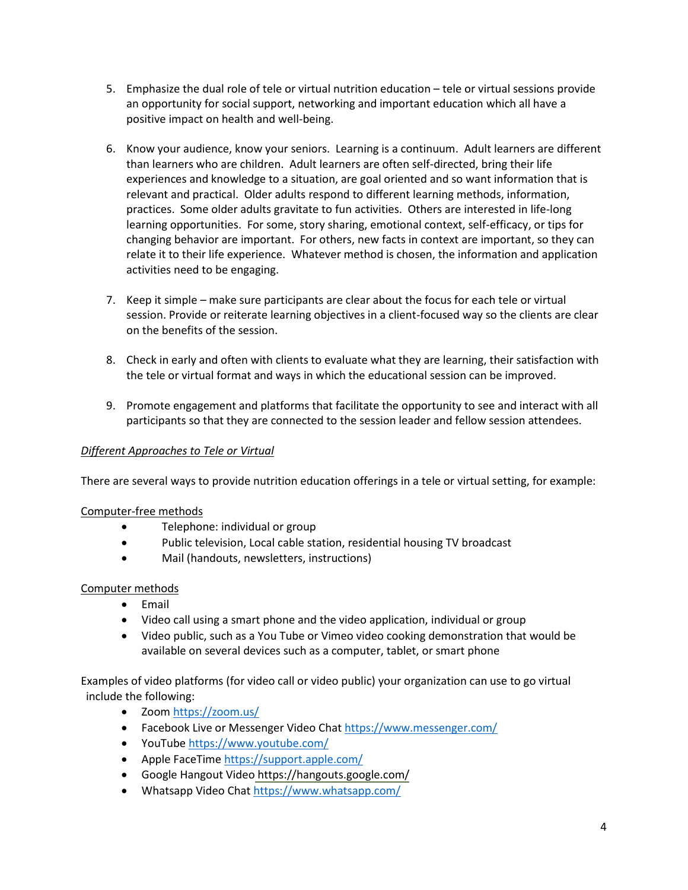5. Emphasize the dual role of tele or virtual nutrition education – tele or virtual sessions provide an opportunity for social support, networking and important education which all have a positive impact on health and well-being.

6. Know your audience, know your seniors. Learning is a continuum. Adult learners are different than learners who are children. Adult learners are often self-directed, bring their life experiences and knowledge to a situation, are goal oriented and so want information that is relevant and practical. Older adults respond to different learning methods, information, practices. Some older adults gravitate to fun activities. Others are interested in life-long learning opportunities. For some, story sharing, emotional context, self-efficacy, or tips for changing behavior are important. For others, new facts in context are important, so they can relate it to their life experience. Whatever method is chosen, the information and application activities need to be engaging.

7. Keep it simple – make sure participants are clear about the focus for each tele or virtual session. Provide or reiterate learning objectives in a client-focused way so the clients are clear on the benefits of the session.

8. Check in early and often with clients to evaluate what they are learning, their satisfaction with the tele or virtual format and ways in which the educational session can be improved.

9. Promote engagement and platforms that facilitate the opportunity to see and interact with all participants so that they are connected to the session leader and fellow session attendees.

*Different Approaches to Tele or Virtual*

There are several ways to provide nutrition education offerings in a tele or virtual setting, for example:

Computer-free methods

- Telephone: individual or group
- Public television, Local cable station, residential housing TV broadcast
- Mail (handouts, newsletters, instructions)

Computer methods

- Email
- Video call using a smart phone and the video application, individual or group
- Video public, such as a You Tube or Vimeo video cooking demonstration that would be available on several devices such as a computer, tablet, or smart phone

Examples of video platforms (for video call or video public) your organization can use to go virtual include the following:

- Zoom https://zoom.us/
- Facebook Live or Messenger Video Chat https://www.messenger.com/
- YouTube https://www.youtube.com/
- Apple FaceTime https://support.apple.com/
- Google Hangout Video https://hangouts.google.com/
- Whatsapp Video Chat https://www.whatsapp.com/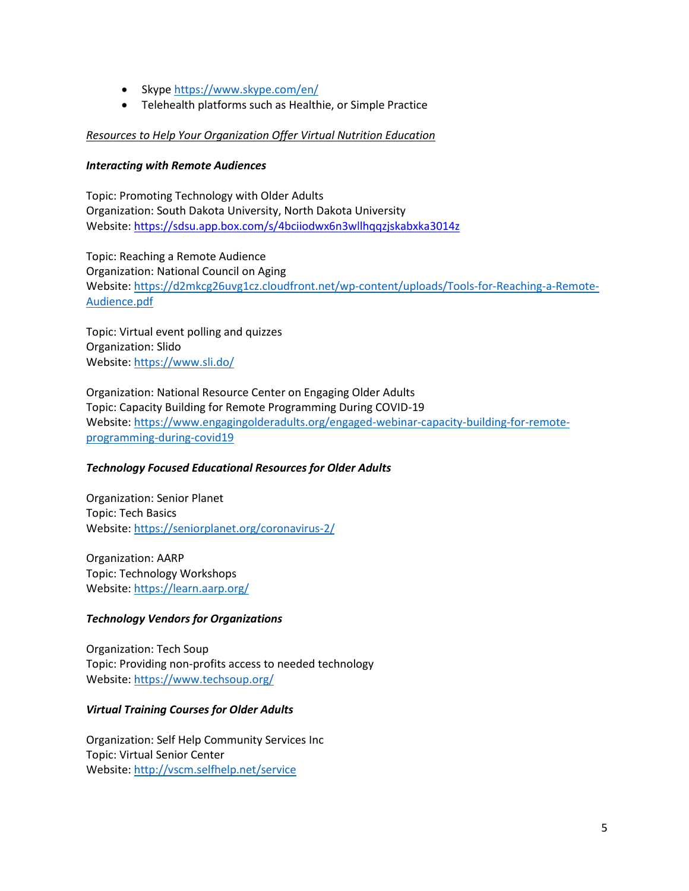- Skype https://www.skype.com/en/
- Telehealth platforms such as Healthie, or Simple Practice

_Resources to Help Your Organization Offer Virtual Nutrition Education_

***Interacting with Remote Audiences***

Topic: Promoting Technology with Older Adults
Organization: South Dakota University, North Dakota University
Website: https://sdsu.app.box.com/s/4bciiodwx6n3wllhqqzjskabxka3014z

Topic: Reaching a Remote Audience
Organization: National Council on Aging
Website: https://d2mkcg26uvg1cz.cloudfront.net/wp-content/uploads/Tools-for-Reaching-a-Remote-Audience.pdf

Topic: Virtual event polling and quizzes
Organization: Slido
Website: https://www.sli.do/

Organization: National Resource Center on Engaging Older Adults
Topic: Capacity Building for Remote Programming During COVID-19
Website: https://www.engagingolderadults.org/engaged-webinar-capacity-building-for-remote-programming-during-covid19

***Technology Focused Educational Resources for Older Adults***

Organization: Senior Planet
Topic: Tech Basics
Website: https://seniorplanet.org/coronavirus-2/

Organization: AARP
Topic: Technology Workshops
Website: https://learn.aarp.org/

***Technology Vendors for Organizations***

Organization: Tech Soup
Topic: Providing non-profits access to needed technology
Website: https://www.techsoup.org/

***Virtual Training Courses for Older Adults***

Organization: Self Help Community Services Inc
Topic: Virtual Senior Center
Website: http://vscm.selfhelp.net/service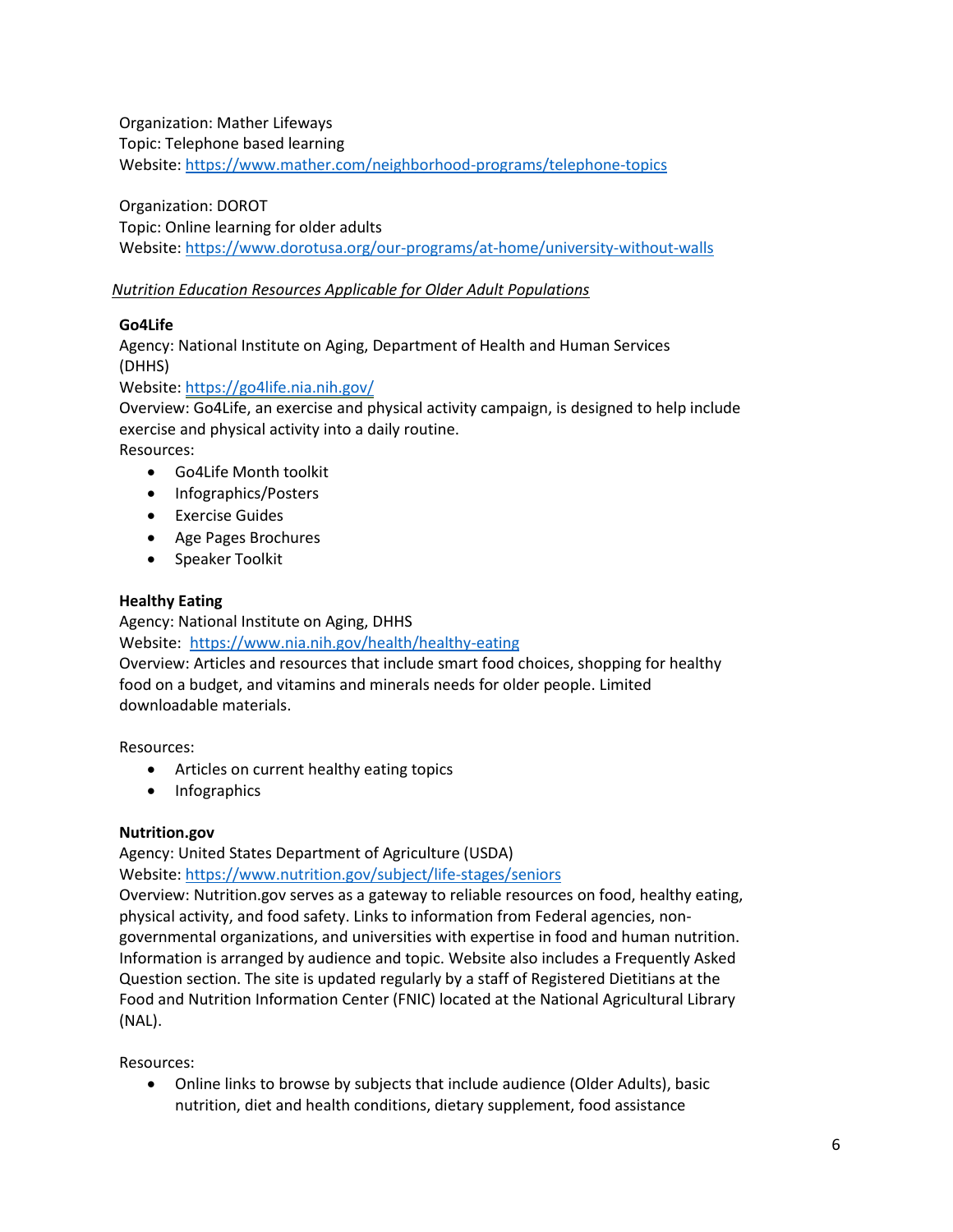Organization: Mather Lifeways
Topic: Telephone based learning
Website: https://www.mather.com/neighborhood-programs/telephone-topics

Organization: DOROT
Topic: Online learning for older adults
Website: https://www.dorotusa.org/our-programs/at-home/university-without-walls

*Nutrition Education Resources Applicable for Older Adult Populations*

**Go4Life**
Agency: National Institute on Aging, Department of Health and Human Services (DHHS)
Website: https://go4life.nia.nih.gov/
Overview: Go4Life, an exercise and physical activity campaign, is designed to help include exercise and physical activity into a daily routine.
Resources:

- Go4Life Month toolkit
- Infographics/Posters
- Exercise Guides
- Age Pages Brochures
- Speaker Toolkit

**Healthy Eating**
Agency: National Institute on Aging, DHHS
Website: https://www.nia.nih.gov/health/healthy-eating
Overview: Articles and resources that include smart food choices, shopping for healthy food on a budget, and vitamins and minerals needs for older people. Limited downloadable materials.

Resources:

- Articles on current healthy eating topics
- Infographics

**Nutrition.gov**
Agency: United States Department of Agriculture (USDA)
Website: https://www.nutrition.gov/subject/life-stages/seniors
Overview: Nutrition.gov serves as a gateway to reliable resources on food, healthy eating, physical activity, and food safety. Links to information from Federal agencies, non-governmental organizations, and universities with expertise in food and human nutrition. Information is arranged by audience and topic. Website also includes a Frequently Asked Question section. The site is updated regularly by a staff of Registered Dietitians at the Food and Nutrition Information Center (FNIC) located at the National Agricultural Library (NAL).

Resources:

- Online links to browse by subjects that include audience (Older Adults), basic nutrition, diet and health conditions, dietary supplement, food assistance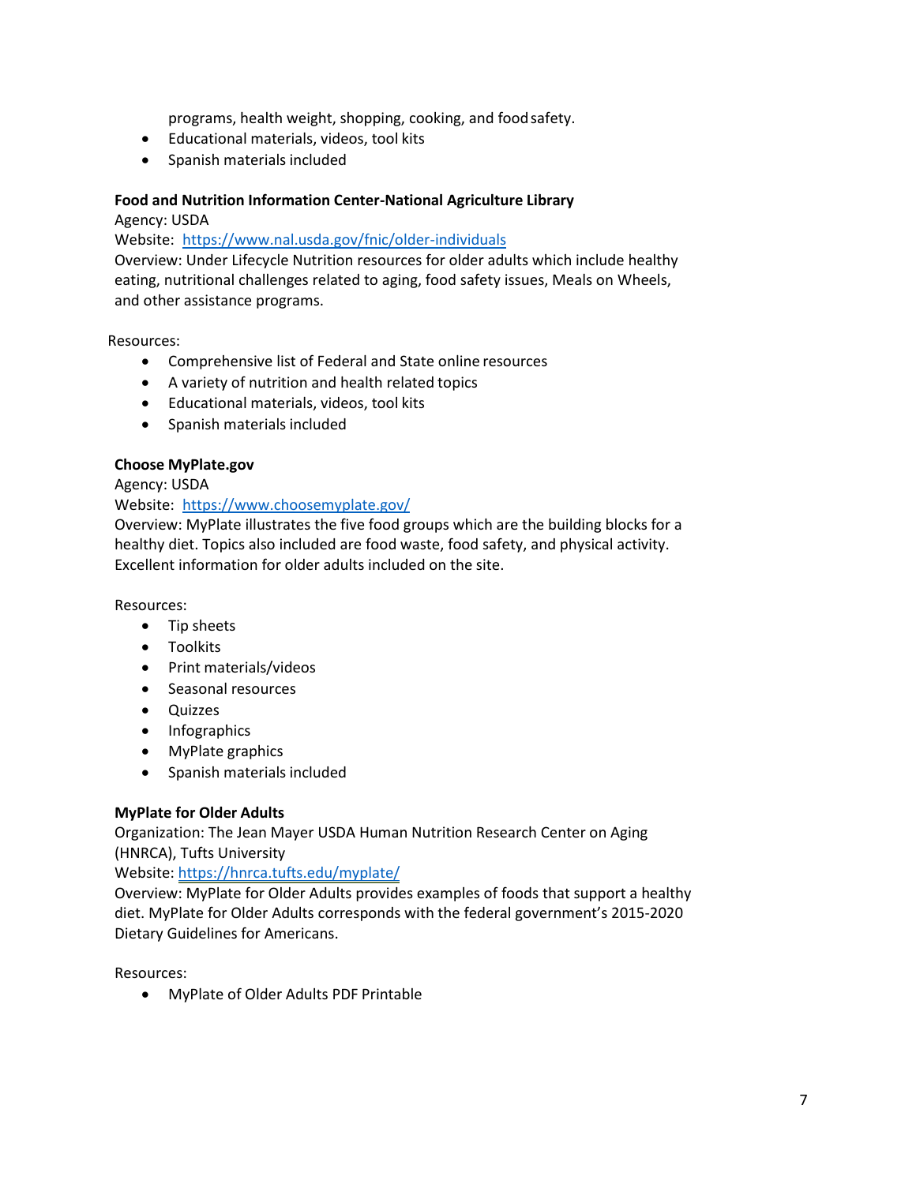programs, health weight, shopping, cooking, and food safety.

- Educational materials, videos, tool kits
- Spanish materials included

**Food and Nutrition Information Center-National Agriculture Library**
Agency: USDA
Website: https://www.nal.usda.gov/fnic/older-individuals
Overview: Under Lifecycle Nutrition resources for older adults which include healthy eating, nutritional challenges related to aging, food safety issues, Meals on Wheels, and other assistance programs.

Resources:

- Comprehensive list of Federal and State online resources
- A variety of nutrition and health related topics
- Educational materials, videos, tool kits
- Spanish materials included

**Choose MyPlate.gov**
Agency: USDA
Website: https://www.choosemyplate.gov/
Overview: MyPlate illustrates the five food groups which are the building blocks for a healthy diet. Topics also included are food waste, food safety, and physical activity. Excellent information for older adults included on the site.

Resources:

- Tip sheets
- Toolkits
- Print materials/videos
- Seasonal resources
- Quizzes
- Infographics
- MyPlate graphics
- Spanish materials included

**MyPlate for Older Adults**
Organization: The Jean Mayer USDA Human Nutrition Research Center on Aging (HNRCA), Tufts University
Website: https://hnrca.tufts.edu/myplate/
Overview: MyPlate for Older Adults provides examples of foods that support a healthy diet. MyPlate for Older Adults corresponds with the federal government's 2015-2020 Dietary Guidelines for Americans.

Resources:

- MyPlate of Older Adults PDF Printable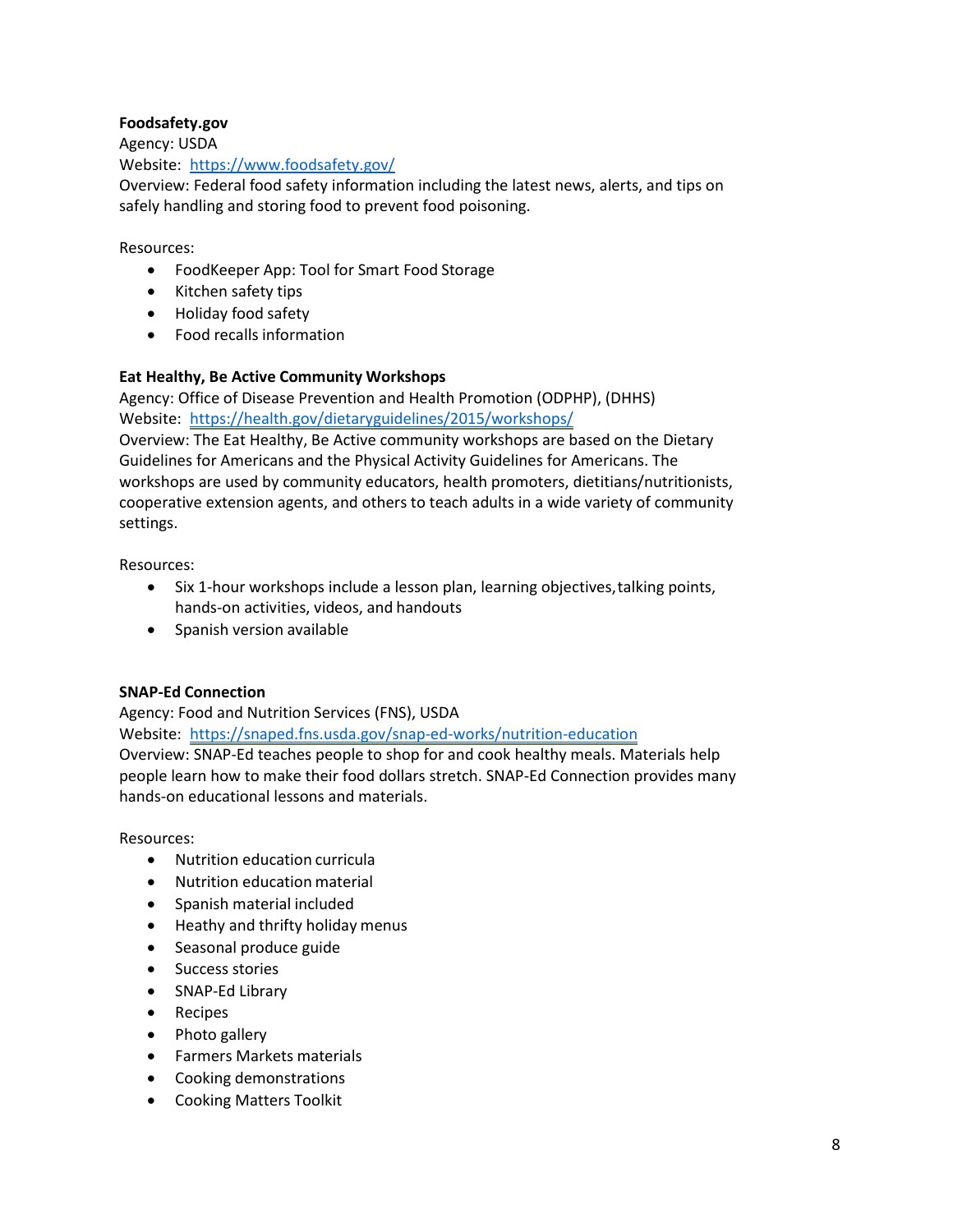**Foodsafety.gov**
Agency: USDA
Website: https://www.foodsafety.gov/
Overview: Federal food safety information including the latest news, alerts, and tips on safely handling and storing food to prevent food poisoning.

Resources:

- FoodKeeper App: Tool for Smart Food Storage
- Kitchen safety tips
- Holiday food safety
- Food recalls information

**Eat Healthy, Be Active Community Workshops**
Agency: Office of Disease Prevention and Health Promotion (ODPHP), (DHHS)
Website: https://health.gov/dietaryguidelines/2015/workshops/
Overview: The Eat Healthy, Be Active community workshops are based on the Dietary Guidelines for Americans and the Physical Activity Guidelines for Americans. The workshops are used by community educators, health promoters, dietitians/nutritionists, cooperative extension agents, and others to teach adults in a wide variety of community settings.

Resources:

- Six 1-hour workshops include a lesson plan, learning objectives, talking points, hands-on activities, videos, and handouts
- Spanish version available

**SNAP-Ed Connection**
Agency: Food and Nutrition Services (FNS), USDA
Website: https://snaped.fns.usda.gov/snap-ed-works/nutrition-education
Overview: SNAP-Ed teaches people to shop for and cook healthy meals. Materials help people learn how to make their food dollars stretch. SNAP-Ed Connection provides many hands-on educational lessons and materials.

Resources:

- Nutrition education curricula
- Nutrition education material
- Spanish material included
- Heathy and thrifty holiday menus
- Seasonal produce guide
- Success stories
- SNAP-Ed Library
- Recipes
- Photo gallery
- Farmers Markets materials
- Cooking demonstrations
- Cooking Matters Toolkit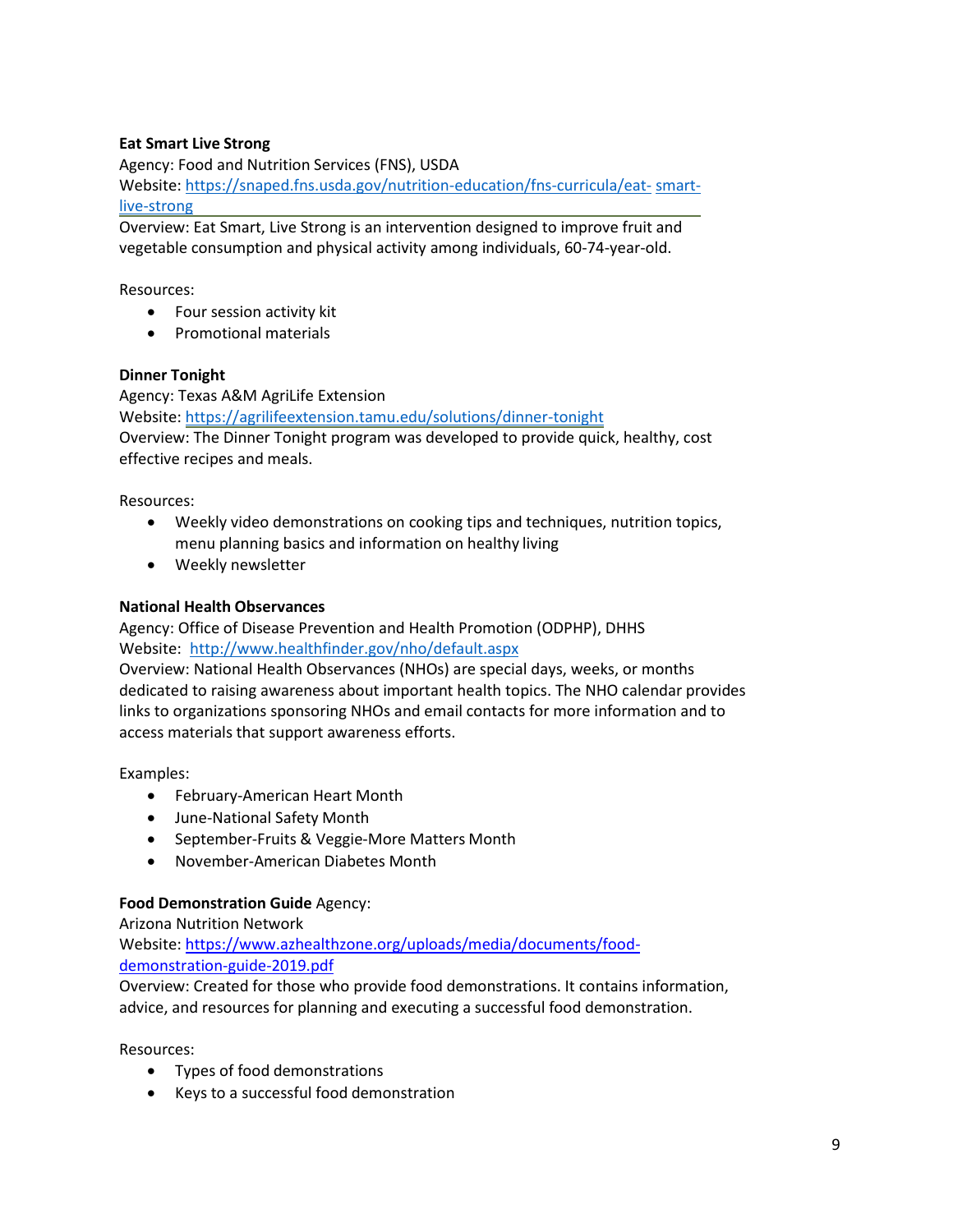**Eat Smart Live Strong**

Agency: Food and Nutrition Services (FNS), USDA

Website: https://snaped.fns.usda.gov/nutrition-education/fns-curricula/eat- smart-live-strong

Overview: Eat Smart, Live Strong is an intervention designed to improve fruit and vegetable consumption and physical activity among individuals, 60-74-year-old.

Resources:

- Four session activity kit
- Promotional materials

**Dinner Tonight**

Agency: Texas A&M AgriLife Extension

Website: https://agrilifeextension.tamu.edu/solutions/dinner-tonight

Overview: The Dinner Tonight program was developed to provide quick, healthy, cost effective recipes and meals.

Resources:

- Weekly video demonstrations on cooking tips and techniques, nutrition topics, menu planning basics and information on healthy living
- Weekly newsletter

**National Health Observances**

Agency: Office of Disease Prevention and Health Promotion (ODPHP), DHHS

Website: http://www.healthfinder.gov/nho/default.aspx

Overview: National Health Observances (NHOs) are special days, weeks, or months dedicated to raising awareness about important health topics. The NHO calendar provides links to organizations sponsoring NHOs and email contacts for more information and to access materials that support awareness efforts.

Examples:

- February-American Heart Month
- June-National Safety Month
- September-Fruits & Veggie-More Matters Month
- November-American Diabetes Month

**Food Demonstration Guide** Agency:

Arizona Nutrition Network

Website: https://www.azhealthzone.org/uploads/media/documents/food-demonstration-guide-2019.pdf

Overview: Created for those who provide food demonstrations. It contains information, advice, and resources for planning and executing a successful food demonstration.

Resources:

- Types of food demonstrations
- Keys to a successful food demonstration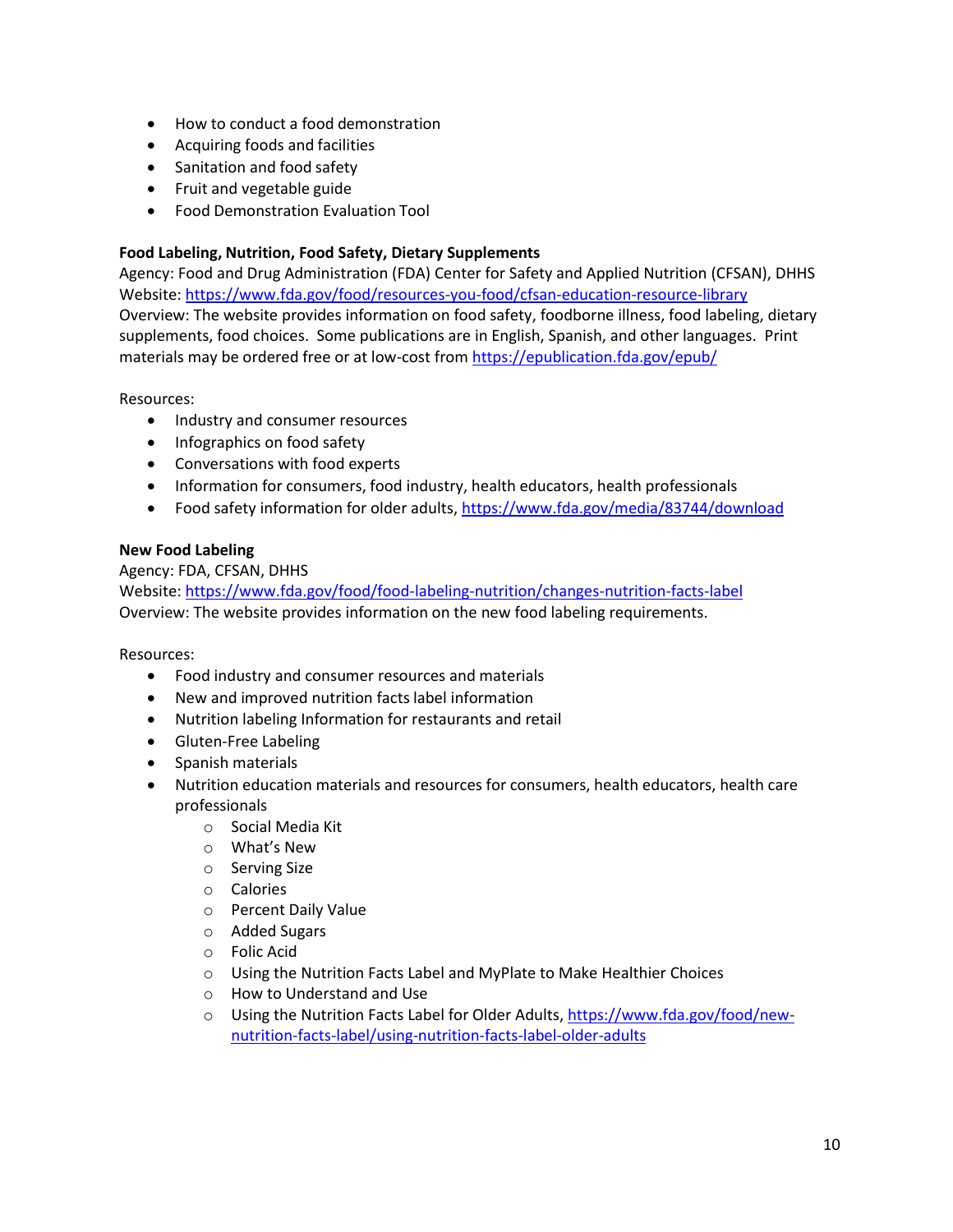- How to conduct a food demonstration
- Acquiring foods and facilities
- Sanitation and food safety
- Fruit and vegetable guide
- Food Demonstration Evaluation Tool

**Food Labeling, Nutrition, Food Safety, Dietary Supplements**
Agency: Food and Drug Administration (FDA) Center for Safety and Applied Nutrition (CFSAN), DHHS
Website: https://www.fda.gov/food/resources-you-food/cfsan-education-resource-library
Overview: The website provides information on food safety, foodborne illness, food labeling, dietary supplements, food choices. Some publications are in English, Spanish, and other languages. Print materials may be ordered free or at low-cost from https://epublication.fda.gov/epub/

Resources:

- Industry and consumer resources
- Infographics on food safety
- Conversations with food experts
- Information for consumers, food industry, health educators, health professionals
- Food safety information for older adults, https://www.fda.gov/media/83744/download

**New Food Labeling**
Agency: FDA, CFSAN, DHHS
Website: https://www.fda.gov/food/food-labeling-nutrition/changes-nutrition-facts-label
Overview: The website provides information on the new food labeling requirements.

Resources:

- Food industry and consumer resources and materials
- New and improved nutrition facts label information
- Nutrition labeling Information for restaurants and retail
- Gluten-Free Labeling
- Spanish materials
- Nutrition education materials and resources for consumers, health educators, health care professionals
  - Social Media Kit
  - What's New
  - Serving Size
  - Calories
  - Percent Daily Value
  - Added Sugars
  - Folic Acid
  - Using the Nutrition Facts Label and MyPlate to Make Healthier Choices
  - How to Understand and Use
  - Using the Nutrition Facts Label for Older Adults, https://www.fda.gov/food/new-nutrition-facts-label/using-nutrition-facts-label-older-adults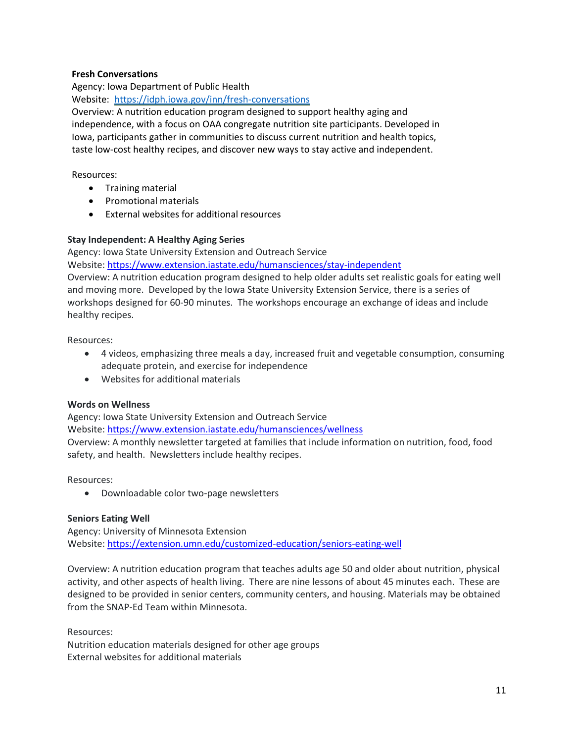**Fresh Conversations**

Agency: Iowa Department of Public Health

Website: https://idph.iowa.gov/inn/fresh-conversations

Overview: A nutrition education program designed to support healthy aging and independence, with a focus on OAA congregate nutrition site participants. Developed in Iowa, participants gather in communities to discuss current nutrition and health topics, taste low-cost healthy recipes, and discover new ways to stay active and independent.

Resources:

- Training material
- Promotional materials
- External websites for additional resources

**Stay Independent: A Healthy Aging Series**

Agency: Iowa State University Extension and Outreach Service

Website: https://www.extension.iastate.edu/humansciences/stay-independent

Overview: A nutrition education program designed to help older adults set realistic goals for eating well and moving more. Developed by the Iowa State University Extension Service, there is a series of workshops designed for 60-90 minutes. The workshops encourage an exchange of ideas and include healthy recipes.

Resources:

- 4 videos, emphasizing three meals a day, increased fruit and vegetable consumption, consuming adequate protein, and exercise for independence
- Websites for additional materials

**Words on Wellness**

Agency: Iowa State University Extension and Outreach Service

Website: https://www.extension.iastate.edu/humansciences/wellness

Overview: A monthly newsletter targeted at families that include information on nutrition, food, food safety, and health. Newsletters include healthy recipes.

Resources:

- Downloadable color two-page newsletters

**Seniors Eating Well**

Agency: University of Minnesota Extension

Website: https://extension.umn.edu/customized-education/seniors-eating-well

Overview: A nutrition education program that teaches adults age 50 and older about nutrition, physical activity, and other aspects of health living. There are nine lessons of about 45 minutes each. These are designed to be provided in senior centers, community centers, and housing. Materials may be obtained from the SNAP-Ed Team within Minnesota.

Resources:

Nutrition education materials designed for other age groups

External websites for additional materials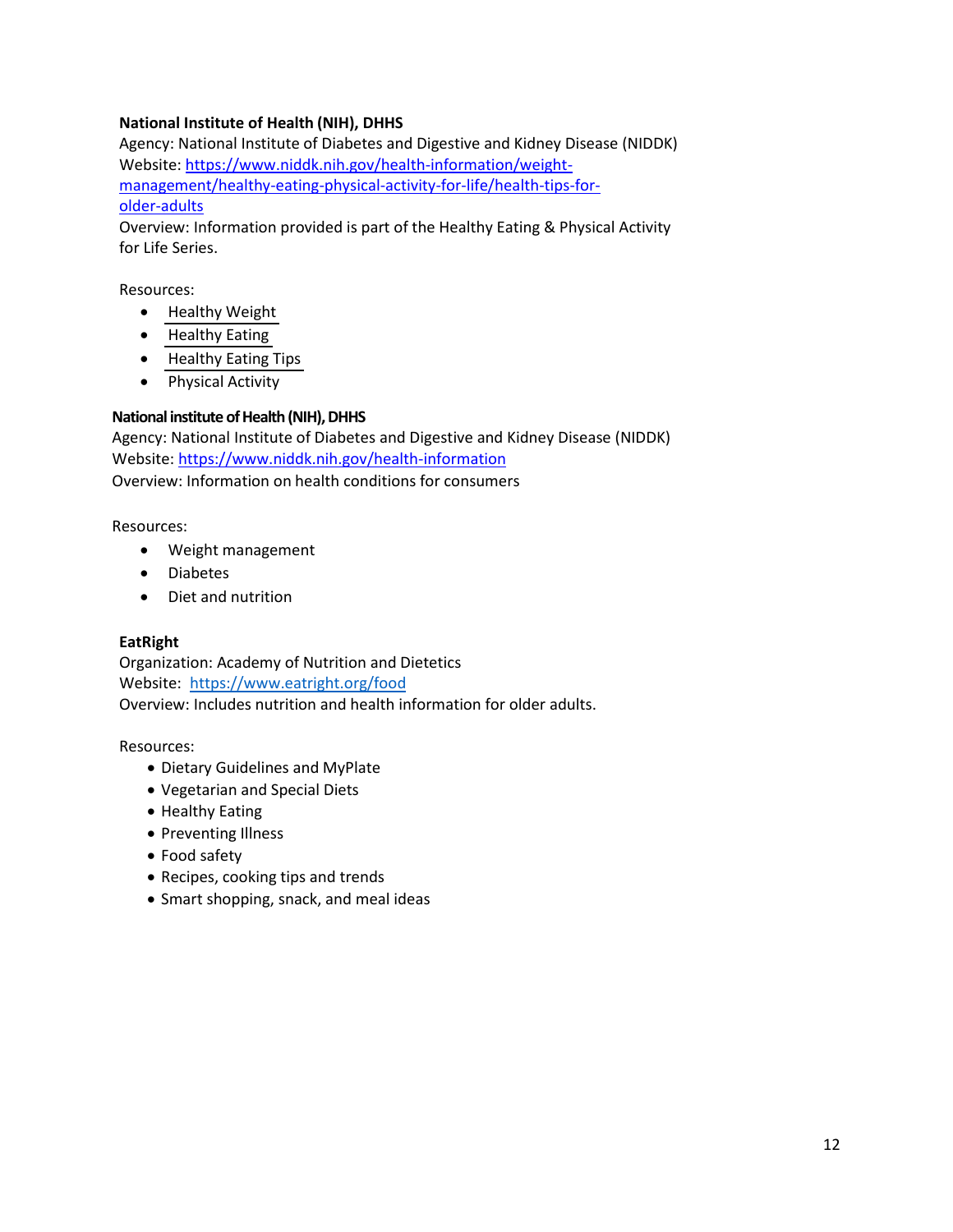**National Institute of Health (NIH), DHHS**
Agency: National Institute of Diabetes and Digestive and Kidney Disease (NIDDK)
Website: https://www.niddk.nih.gov/health-information/weight-management/healthy-eating-physical-activity-for-life/health-tips-for-older-adults
Overview: Information provided is part of the Healthy Eating & Physical Activity for Life Series.

Resources:

- Healthy Weight
- Healthy Eating
- Healthy Eating Tips
- Physical Activity

**National institute of Health (NIH), DHHS**
Agency: National Institute of Diabetes and Digestive and Kidney Disease (NIDDK)
Website: https://www.niddk.nih.gov/health-information
Overview: Information on health conditions for consumers

Resources:

- Weight management
- Diabetes
- Diet and nutrition

**EatRight**
Organization: Academy of Nutrition and Dietetics
Website: https://www.eatright.org/food
Overview: Includes nutrition and health information for older adults.

Resources:

- Dietary Guidelines and MyPlate
- Vegetarian and Special Diets
- Healthy Eating
- Preventing Illness
- Food safety
- Recipes, cooking tips and trends
- Smart shopping, snack, and meal ideas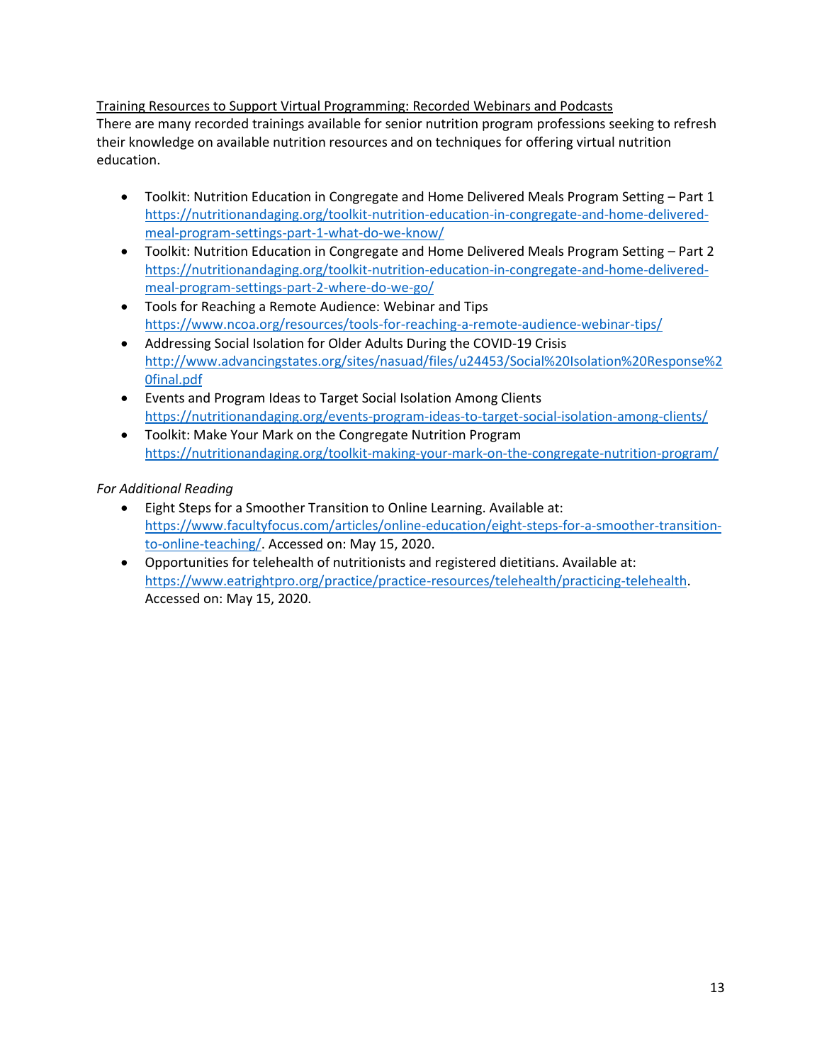Training Resources to Support Virtual Programming: Recorded Webinars and Podcasts

There are many recorded trainings available for senior nutrition program professions seeking to refresh their knowledge on available nutrition resources and on techniques for offering virtual nutrition education.

- Toolkit: Nutrition Education in Congregate and Home Delivered Meals Program Setting – Part 1 https://nutritionandaging.org/toolkit-nutrition-education-in-congregate-and-home-delivered-meal-program-settings-part-1-what-do-we-know/
- Toolkit: Nutrition Education in Congregate and Home Delivered Meals Program Setting – Part 2 https://nutritionandaging.org/toolkit-nutrition-education-in-congregate-and-home-delivered-meal-program-settings-part-2-where-do-we-go/
- Tools for Reaching a Remote Audience: Webinar and Tips https://www.ncoa.org/resources/tools-for-reaching-a-remote-audience-webinar-tips/
- Addressing Social Isolation for Older Adults During the COVID-19 Crisis http://www.advancingstates.org/sites/nasuad/files/u24453/Social%20Isolation%20Response%20final.pdf
- Events and Program Ideas to Target Social Isolation Among Clients https://nutritionandaging.org/events-program-ideas-to-target-social-isolation-among-clients/
- Toolkit: Make Your Mark on the Congregate Nutrition Program https://nutritionandaging.org/toolkit-making-your-mark-on-the-congregate-nutrition-program/

*For Additional Reading*

- Eight Steps for a Smoother Transition to Online Learning. Available at: https://www.facultyfocus.com/articles/online-education/eight-steps-for-a-smoother-transition-to-online-teaching/. Accessed on: May 15, 2020.
- Opportunities for telehealth of nutritionists and registered dietitians. Available at: https://www.eatrightpro.org/practice/practice-resources/telehealth/practicing-telehealth. Accessed on: May 15, 2020.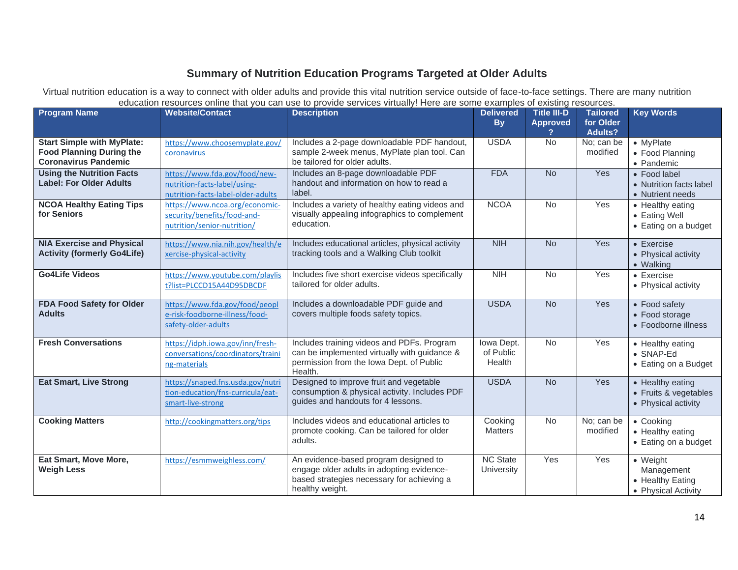## Summary of Nutrition Education Programs Targeted at Older Adults

Virtual nutrition education is a way to connect with older adults and provide this vital nutrition service outside of face-to-face settings. There are many nutrition education resources online that you can use to provide services virtually! Here are some examples of existing resources.

| Program Name | Website/Contact | Description | Delivered By | Title III-D Approved? | Tailored for Older Adults? | Key Words |
|---|---|---|---|---|---|---|
| **Start Simple with MyPlate: Food Planning During the Coronavirus Pandemic** | https://www.choosemyplate.gov/coronavirus | Includes a 2-page downloadable PDF handout, sample 2-week menus, MyPlate plan tool. Can be tailored for older adults. | USDA | No | No; can be modified | • MyPlate<br>• Food Planning<br>• Pandemic |
| **Using the Nutrition Facts Label: For Older Adults** | https://www.fda.gov/food/new-nutrition-facts-label/using-nutrition-facts-label-older-adults | Includes an 8-page downloadable PDF handout and information on how to read a label. | FDA | No | Yes | • Food label<br>• Nutrition facts label<br>• Nutrient needs |
| **NCOA Healthy Eating Tips for Seniors** | https://www.ncoa.org/economic-security/benefits/food-and-nutrition/senior-nutrition/ | Includes a variety of healthy eating videos and visually appealing infographics to complement education. | NCOA | No | Yes | • Healthy eating<br>• Eating Well<br>• Eating on a budget |
| **NIA Exercise and Physical Activity (formerly Go4Life)** | https://www.nia.nih.gov/health/exercise-physical-activity | Includes educational articles, physical activity tracking tools and a Walking Club toolkit | NIH | No | Yes | • Exercise<br>• Physical activity<br>• Walking |
| **Go4Life Videos** | https://www.youtube.com/playlist?list=PLCCD15A44D95DBCDF | Includes five short exercise videos specifically tailored for older adults. | NIH | No | Yes | • Exercise<br>• Physical activity |
| **FDA Food Safety for Older Adults** | https://www.fda.gov/food/people-risk-foodborne-illness/food-safety-older-adults | Includes a downloadable PDF guide and covers multiple foods safety topics. | USDA | No | Yes | • Food safety<br>• Food storage<br>• Foodborne illness |
| **Fresh Conversations** | https://idph.iowa.gov/inn/fresh-conversations/coordinators/training-materials | Includes training videos and PDFs. Program can be implemented virtually with guidance & permission from the Iowa Dept. of Public Health. | Iowa Dept. of Public Health | No | Yes | • Healthy eating<br>• SNAP-Ed<br>• Eating on a Budget |
| **Eat Smart, Live Strong** | https://snaped.fns.usda.gov/nutrition-education/fns-curricula/eat-smart-live-strong | Designed to improve fruit and vegetable consumption & physical activity. Includes PDF guides and handouts for 4 lessons. | USDA | No | Yes | • Healthy eating<br>• Fruits & vegetables<br>• Physical activity |
| **Cooking Matters** | http://cookingmatters.org/tips | Includes videos and educational articles to promote cooking. Can be tailored for older adults. | Cooking Matters | No | No; can be modified | • Cooking<br>• Healthy eating<br>• Eating on a budget |
| **Eat Smart, Move More, Weigh Less** | https://esmmweighless.com/ | An evidence-based program designed to engage older adults in adopting evidence-based strategies necessary for achieving a healthy weight. | NC State University | Yes | Yes | • Weight Management<br>• Healthy Eating<br>• Physical Activity |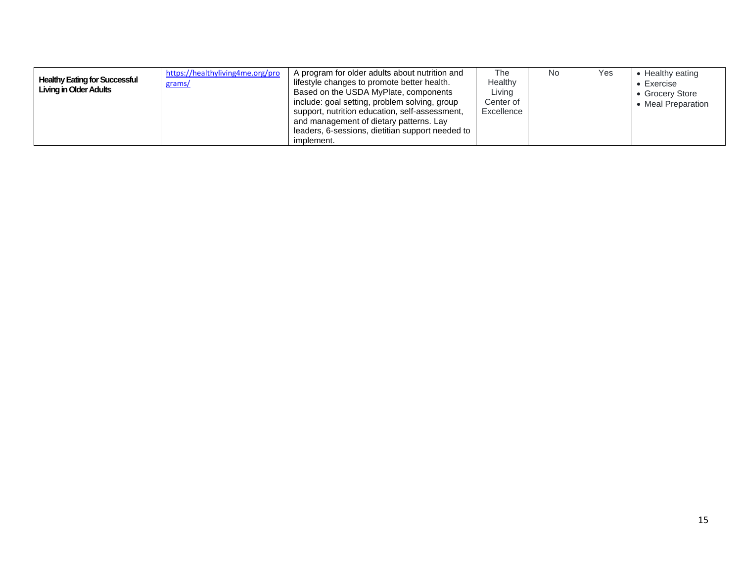| | | | | | | |
|---|---|---|---|---|---|---|
| **Healthy Eating for Successful Living in Older Adults** | https://healthyliving4me.org/programs/ | A program for older adults about nutrition and lifestyle changes to promote better health. Based on the USDA MyPlate, components include: goal setting, problem solving, group support, nutrition education, self-assessment, and management of dietary patterns. Lay leaders, 6-sessions, dietitian support needed to implement. | The Healthy Living Center of Excellence | No | Yes | • Healthy eating<br>• Exercise<br>• Grocery Store<br>• Meal Preparation |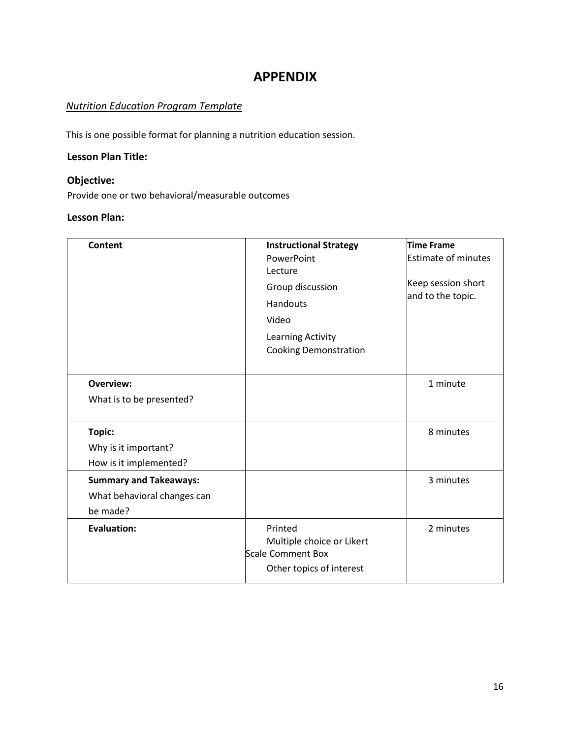# APPENDIX

*Nutrition Education Program Template*

This is one possible format for planning a nutrition education session.

**Lesson Plan Title:**

**Objective:**

Provide one or two behavioral/measurable outcomes

**Lesson Plan:**

| **Content** | **Instructional Strategy** PowerPoint Lecture Group discussion Handouts Video Learning Activity Cooking Demonstration | **Time Frame** Estimate of minutes Keep session short and to the topic. |
|---|---|---|
| **Overview:** What is to be presented? | | 1 minute |
| **Topic:** Why is it important? How is it implemented? | | 8 minutes |
| **Summary and Takeaways:** What behavioral changes can be made? | | 3 minutes |
| **Evaluation:** | Printed Multiple choice or Likert Scale Comment Box Other topics of interest | 2 minutes |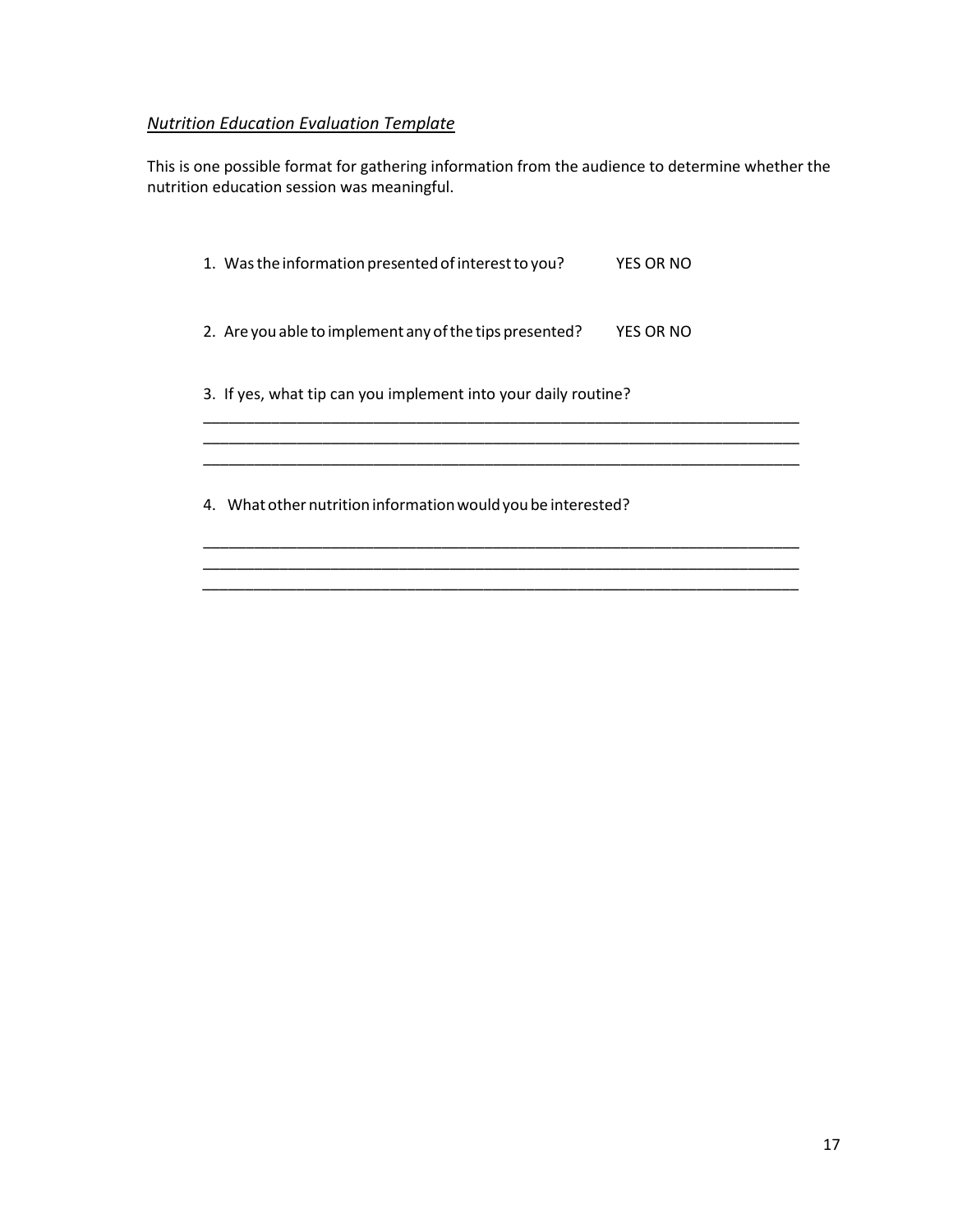*Nutrition Education Evaluation Template*

This is one possible format for gathering information from the audience to determine whether the nutrition education session was meaningful.

1. Was the information presented of interest to you? YES OR NO

2. Are you able to implement any of the tips presented? YES OR NO

3. If yes, what tip can you implement into your daily routine?

___________________________________________________________________________
___________________________________________________________________________
___________________________________________________________________________

4. What other nutrition information would you be interested?

___________________________________________________________________________
___________________________________________________________________________
___________________________________________________________________________